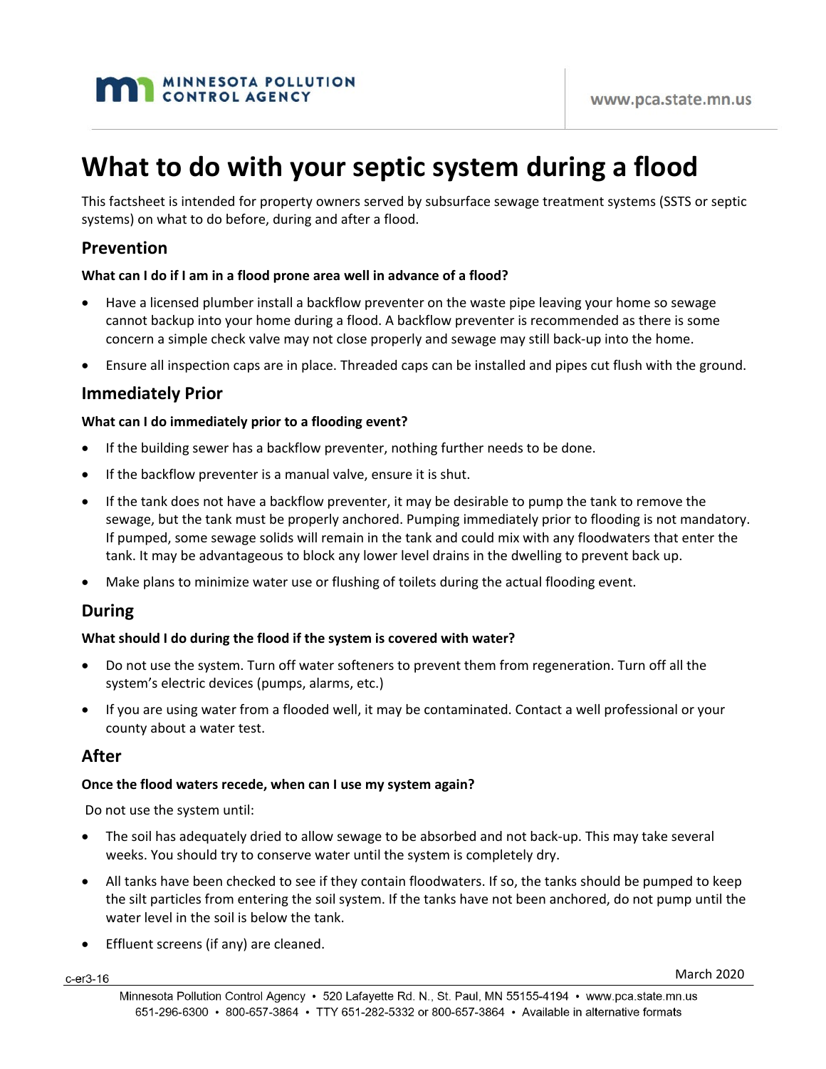# What to do with your septic system during a flood

This factsheet is intended for property owners served by subsurface sewage treatment systems (SSTS or septic systems) on what to do before, during and after a flood.

## Prevention

**What can I do if I am in a flood prone area well in advance of a flood?**

- Have a licensed plumber install a backflow preventer on the waste pipe leaving your home so sewage cannot backup into your home during a flood. A backflow preventer is recommended as there is some concern a simple check valve may not close properly and sewage may still back-up into the home.
- Ensure all inspection caps are in place. Threaded caps can be installed and pipes cut flush with the ground.

## Immediately Prior

**What can I do immediately prior to a flooding event?**

- If the building sewer has a backflow preventer, nothing further needs to be done.
- If the backflow preventer is a manual valve, ensure it is shut.
- If the tank does not have a backflow preventer, it may be desirable to pump the tank to remove the sewage, but the tank must be properly anchored. Pumping immediately prior to flooding is not mandatory. If pumped, some sewage solids will remain in the tank and could mix with any floodwaters that enter the tank. It may be advantageous to block any lower level drains in the dwelling to prevent back up.
- Make plans to minimize water use or flushing of toilets during the actual flooding event.

## During

**What should I do during the flood if the system is covered with water?**

- Do not use the system. Turn off water softeners to prevent them from regeneration. Turn off all the system's electric devices (pumps, alarms, etc.)
- If you are using water from a flooded well, it may be contaminated. Contact a well professional or your county about a water test.

## After

**Once the flood waters recede, when can I use my system again?**

Do not use the system until:

- The soil has adequately dried to allow sewage to be absorbed and not back-up. This may take several weeks. You should try to conserve water until the system is completely dry.
- All tanks have been checked to see if they contain floodwaters. If so, the tanks should be pumped to keep the silt particles from entering the soil system. If the tanks have not been anchored, do not pump until the water level in the soil is below the tank.
- Effluent screens (if any) are cleaned.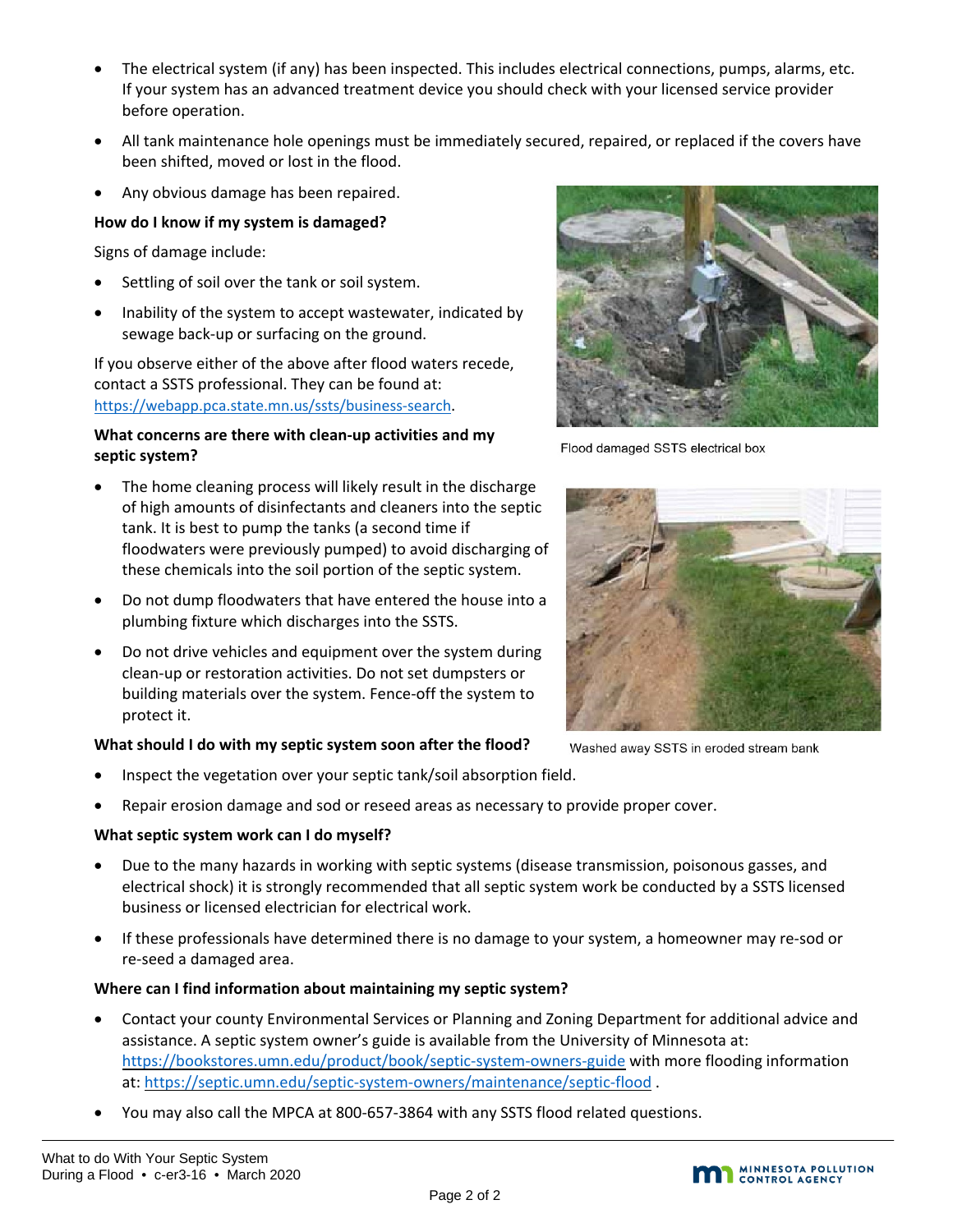- The electrical system (if any) has been inspected. This includes electrical connections, pumps, alarms, etc. If your system has an advanced treatment device you should check with your licensed service provider before operation.
- All tank maintenance hole openings must be immediately secured, repaired, or replaced if the covers have been shifted, moved or lost in the flood.
- Any obvious damage has been repaired.

**How do I know if my system is damaged?**

Signs of damage include:

- Settling of soil over the tank or soil system.
- Inability of the system to accept wastewater, indicated by sewage back-up or surfacing on the ground.

If you observe either of the above after flood waters recede, contact a SSTS professional. They can be found at: https://webapp.pca.state.mn.us/ssts/business-search.

Flood damaged SSTS electrical box

**What concerns are there with clean-up activities and my septic system?**

- The home cleaning process will likely result in the discharge of high amounts of disinfectants and cleaners into the septic tank. It is best to pump the tanks (a second time if floodwaters were previously pumped) to avoid discharging of these chemicals into the soil portion of the septic system.
- Do not dump floodwaters that have entered the house into a plumbing fixture which discharges into the SSTS.
- Do not drive vehicles and equipment over the system during clean-up or restoration activities. Do not set dumpsters or building materials over the system. Fence-off the system to protect it.

Washed away SSTS in eroded stream bank

**What should I do with my septic system soon after the flood?**

- Inspect the vegetation over your septic tank/soil absorption field.
- Repair erosion damage and sod or reseed areas as necessary to provide proper cover.

**What septic system work can I do myself?**

- Due to the many hazards in working with septic systems (disease transmission, poisonous gasses, and electrical shock) it is strongly recommended that all septic system work be conducted by a SSTS licensed business or licensed electrician for electrical work.
- If these professionals have determined there is no damage to your system, a homeowner may re-sod or re-seed a damaged area.

**Where can I find information about maintaining my septic system?**

- Contact your county Environmental Services or Planning and Zoning Department for additional advice and assistance. A septic system owner's guide is available from the University of Minnesota at: https://bookstores.umn.edu/product/book/septic-system-owners-guide with more flooding information at: https://septic.umn.edu/septic-system-owners/maintenance/septic-flood .
- You may also call the MPCA at 800-657-3864 with any SSTS flood related questions.